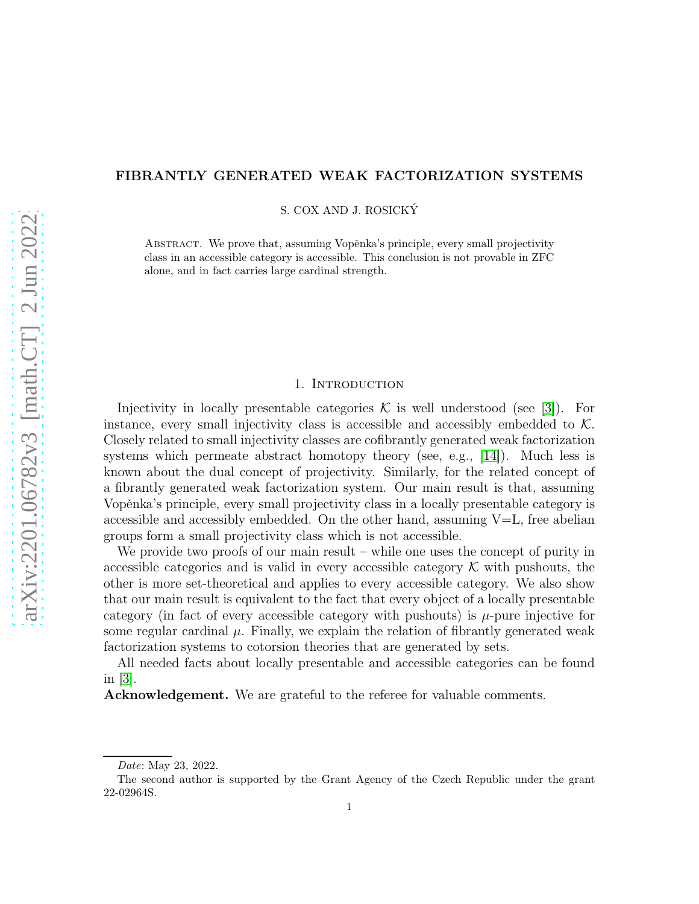# FIBRANTLY GENERATED WEAK FACTORIZATION SYSTEMS

S. COX AND J. ROSICKÝ

Abstract. We prove that, assuming Vopěnka's principle, every small projectivity class in an accessible category is accessible. This conclusion is not provable in ZFC alone, and in fact carries large cardinal strength.

## 1. Introduction

Injectivity in locally presentable categories $\mathcal{K}$ is well understood (see [3]). For instance, every small injectivity class is accessible and accessibly embedded to $\mathcal{K}$. Closely related to small injectivity classes are cofibrantly generated weak factorization systems which permeate abstract homotopy theory (see, e.g., [14]). Much less is known about the dual concept of projectivity. Similarly, for the related concept of a fibrantly generated weak factorization system. Our main result is that, assuming Vopěnka's principle, every small projectivity class in a locally presentable category is accessible and accessibly embedded. On the other hand, assuming V=L, free abelian groups form a small projectivity class which is not accessible.

We provide two proofs of our main result – while one uses the concept of purity in accessible categories and is valid in every accessible category $\mathcal{K}$ with pushouts, the other is more set-theoretical and applies to every accessible category. We also show that our main result is equivalent to the fact that every object of a locally presentable category (in fact of every accessible category with pushouts) is $\mu$-pure injective for some regular cardinal $\mu$. Finally, we explain the relation of fibrantly generated weak factorization systems to cotorsion theories that are generated by sets.

All needed facts about locally presentable and accessible categories can be found in [3].

**Acknowledgement.** We are grateful to the referee for valuable comments.

*Date*: May 23, 2022.

The second author is supported by the Grant Agency of the Czech Republic under the grant 22-02964S.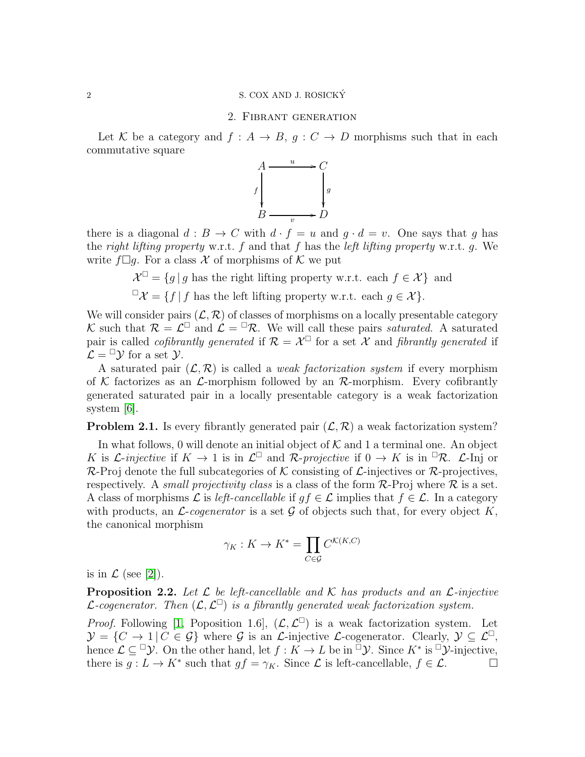## 2. Fibrant generation

Let $\mathcal{K}$ be a category and $f : A \to B$, $g : C \to D$ morphisms such that in each commutative square

$$\begin{array}{ccc} A & \xrightarrow{u} & C \\ {\scriptstyle f}\downarrow & & \downarrow{\scriptstyle g} \\ B & \xrightarrow[v]{} & D \end{array}$$

there is a diagonal $d : B \to C$ with $d \cdot f = u$ and $g \cdot d = v$. One says that $g$ has the *right lifting property* w.r.t. $f$ and that $f$ has the *left lifting property* w.r.t. $g$. We write $f \square g$. For a class $\mathcal{X}$ of morphisms of $\mathcal{K}$ we put

$$\mathcal{X}^\square = \{g \mid g \text{ has the right lifting property w.r.t. each } f \in \mathcal{X}\} \text{ and}$$

$${}^\square\mathcal{X} = \{f \mid f \text{ has the left lifting property w.r.t. each } g \in \mathcal{X}\}.$$

We will consider pairs $(\mathcal{L}, \mathcal{R})$ of classes of morphisms on a locally presentable category $\mathcal{K}$ such that $\mathcal{R} = \mathcal{L}^\square$ and $\mathcal{L} = {}^\square\mathcal{R}$. We will call these pairs *saturated*. A saturated pair is called *cofibrantly generated* if $\mathcal{R} = \mathcal{X}^\square$ for a set $\mathcal{X}$ and *fibrantly generated* if $\mathcal{L} = {}^\square\mathcal{Y}$ for a set $\mathcal{Y}$.

A saturated pair $(\mathcal{L}, \mathcal{R})$ is called a *weak factorization system* if every morphism of $\mathcal{K}$ factorizes as an $\mathcal{L}$-morphism followed by an $\mathcal{R}$-morphism. Every cofibrantly generated saturated pair in a locally presentable category is a weak factorization system [6].

**Problem 2.1.** Is every fibrantly generated pair $(\mathcal{L}, \mathcal{R})$ a weak factorization system?

In what follows, 0 will denote an initial object of $\mathcal{K}$ and 1 a terminal one. An object $K$ is *$\mathcal{L}$-injective* if $K \to 1$ is in $\mathcal{L}^\square$ and *$\mathcal{R}$-projective* if $0 \to K$ is in ${}^\square\mathcal{R}$. $\mathcal{L}$-Inj or $\mathcal{R}$-Proj denote the full subcategories of $\mathcal{K}$ consisting of $\mathcal{L}$-injectives or $\mathcal{R}$-projectives, respectively. A *small projectivity class* is a class of the form $\mathcal{R}$-Proj where $\mathcal{R}$ is a set. A class of morphisms $\mathcal{L}$ is *left-cancellable* if $gf \in \mathcal{L}$ implies that $f \in \mathcal{L}$. In a category with products, an *$\mathcal{L}$-cogenerator* is a set $\mathcal{G}$ of objects such that, for every object $K$, the canonical morphism

$$\gamma_K : K \to K^* = \prod_{C \in \mathcal{G}} C^{\mathcal{K}(K,C)}$$

is in $\mathcal{L}$ (see [2]).

**Proposition 2.2.** *Let $\mathcal{L}$ be left-cancellable and $\mathcal{K}$ has products and an $\mathcal{L}$-injective $\mathcal{L}$-cogenerator. Then $(\mathcal{L}, \mathcal{L}^\square)$ is a fibrantly generated weak factorization system.*

*Proof.* Following [1, Poposition 1.6], $(\mathcal{L}, \mathcal{L}^\square)$ is a weak factorization system. Let $\mathcal{Y} = \{C \to 1 \mid C \in \mathcal{G}\}$ where $\mathcal{G}$ is an $\mathcal{L}$-injective $\mathcal{L}$-cogenerator. Clearly, $\mathcal{Y} \subseteq \mathcal{L}^\square$, hence $\mathcal{L} \subseteq {}^\square\mathcal{Y}$. On the other hand, let $f : K \to L$ be in ${}^\square\mathcal{Y}$. Since $K^*$ is ${}^\square\mathcal{Y}$-injective, there is $g : L \to K^*$ such that $gf = \gamma_K$. Since $\mathcal{L}$ is left-cancellable, $f \in \mathcal{L}$. $\square$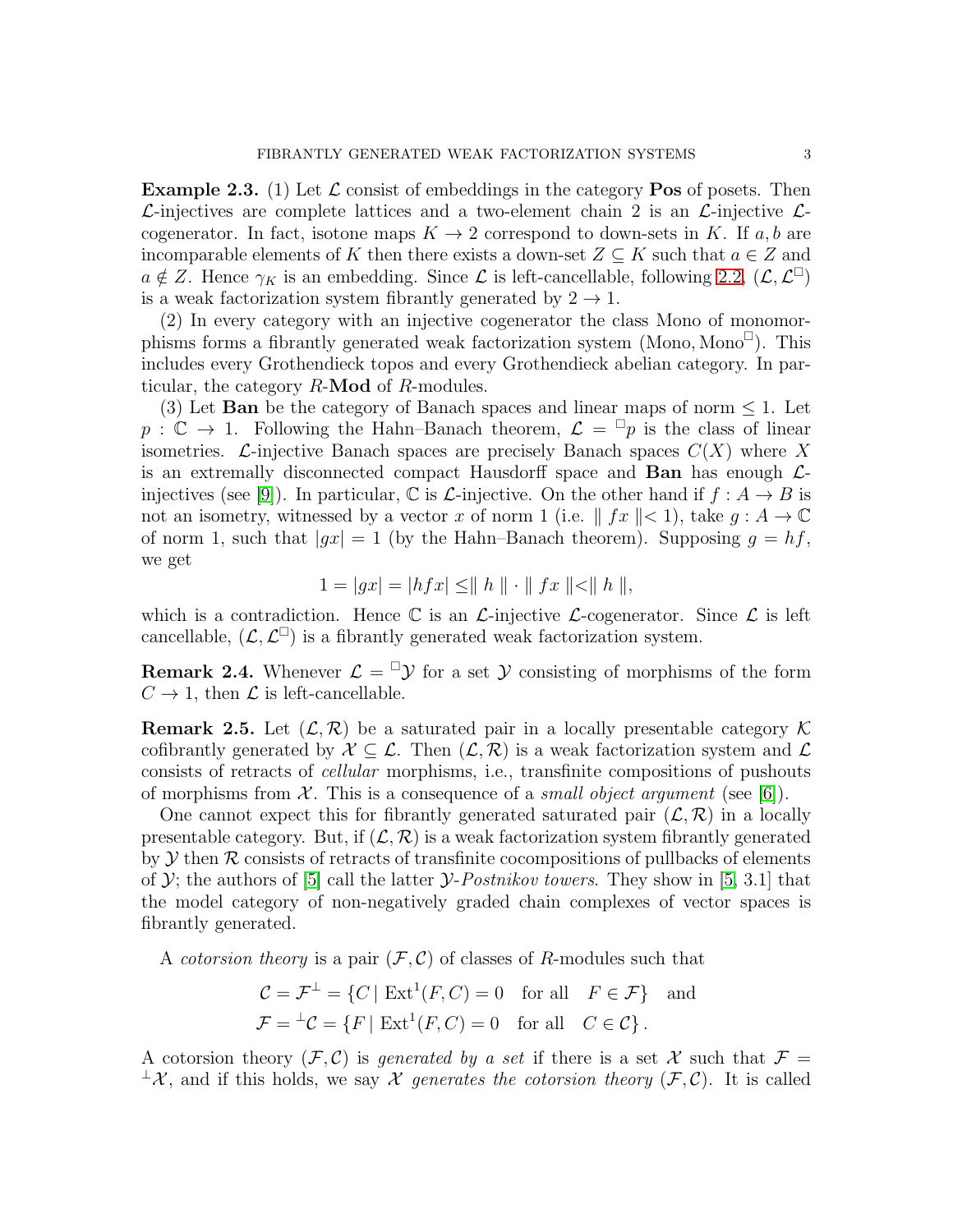**Example 2.3.** (1) Let $\mathcal{L}$ consist of embeddings in the category **Pos** of posets. Then $\mathcal{L}$-injectives are complete lattices and a two-element chain 2 is an $\mathcal{L}$-injective $\mathcal{L}$-cogenerator. In fact, isotone maps $K \to 2$ correspond to down-sets in $K$. If $a, b$ are incomparable elements of $K$ then there exists a down-set $Z \subseteq K$ such that $a \in Z$ and $a \notin Z$. Hence $\gamma_K$ is an embedding. Since $\mathcal{L}$ is left-cancellable, following 2.2, $(\mathcal{L}, \mathcal{L}^\square)$ is a weak factorization system fibrantly generated by $2 \to 1$.

(2) In every category with an injective cogenerator the class Mono of monomorphisms forms a fibrantly generated weak factorization system $(\mathrm{Mono}, \mathrm{Mono}^\square)$. This includes every Grothendieck topos and every Grothendieck abelian category. In particular, the category $R$-**Mod** of $R$-modules.

(3) Let **Ban** be the category of Banach spaces and linear maps of norm $\leq 1$. Let $p : \mathbb{C} \to 1$. Following the Hahn–Banach theorem, $\mathcal{L} = {}^\square p$ is the class of linear isometries. $\mathcal{L}$-injective Banach spaces are precisely Banach spaces $C(X)$ where $X$ is an extremally disconnected compact Hausdorff space and **Ban** has enough $\mathcal{L}$-injectives (see [9]). In particular, $\mathbb{C}$ is $\mathcal{L}$-injective. On the other hand if $f : A \to B$ is not an isometry, witnessed by a vector $x$ of norm 1 (i.e. $\| fx \| < 1$), take $g : A \to \mathbb{C}$ of norm 1, such that $|gx| = 1$ (by the Hahn–Banach theorem). Supposing $g = hf$, we get

$$1 = |gx| = |hfx| \leq \| h \| \cdot \| fx \| < \| h \|,$$

which is a contradiction. Hence $\mathbb{C}$ is an $\mathcal{L}$-injective $\mathcal{L}$-cogenerator. Since $\mathcal{L}$ is left cancellable, $(\mathcal{L}, \mathcal{L}^\square)$ is a fibrantly generated weak factorization system.

**Remark 2.4.** Whenever $\mathcal{L} = {}^\square\mathcal{Y}$ for a set $\mathcal{Y}$ consisting of morphisms of the form $C \to 1$, then $\mathcal{L}$ is left-cancellable.

**Remark 2.5.** Let $(\mathcal{L}, \mathcal{R})$ be a saturated pair in a locally presentable category $\mathcal{K}$ cofibrantly generated by $\mathcal{X} \subseteq \mathcal{L}$. Then $(\mathcal{L}, \mathcal{R})$ is a weak factorization system and $\mathcal{L}$ consists of retracts of *cellular* morphisms, i.e., transfinite compositions of pushouts of morphisms from $\mathcal{X}$. This is a consequence of a *small object argument* (see [6]).

One cannot expect this for fibrantly generated saturated pair $(\mathcal{L}, \mathcal{R})$ in a locally presentable category. But, if $(\mathcal{L}, \mathcal{R})$ is a weak factorization system fibrantly generated by $\mathcal{Y}$ then $\mathcal{R}$ consists of retracts of transfinite cocompositions of pullbacks of elements of $\mathcal{Y}$; the authors of [5] call the latter $\mathcal{Y}$-*Postnikov towers*. They show in [5, 3.1] that the model category of non-negatively graded chain complexes of vector spaces is fibrantly generated.

A *cotorsion theory* is a pair $(\mathcal{F}, \mathcal{C})$ of classes of $R$-modules such that

$$\mathcal{C} = \mathcal{F}^\perp = \{C \mid \mathrm{Ext}^1(F, C) = 0 \quad \text{for all} \quad F \in \mathcal{F}\} \quad \text{and}$$
$$\mathcal{F} = {}^\perp\mathcal{C} = \{F \mid \mathrm{Ext}^1(F, C) = 0 \quad \text{for all} \quad C \in \mathcal{C}\}.$$

A cotorsion theory $(\mathcal{F}, \mathcal{C})$ is *generated by a set* if there is a set $\mathcal{X}$ such that $\mathcal{F} = {}^\perp\mathcal{X}$, and if this holds, we say $\mathcal{X}$ *generates the cotorsion theory* $(\mathcal{F}, \mathcal{C})$. It is called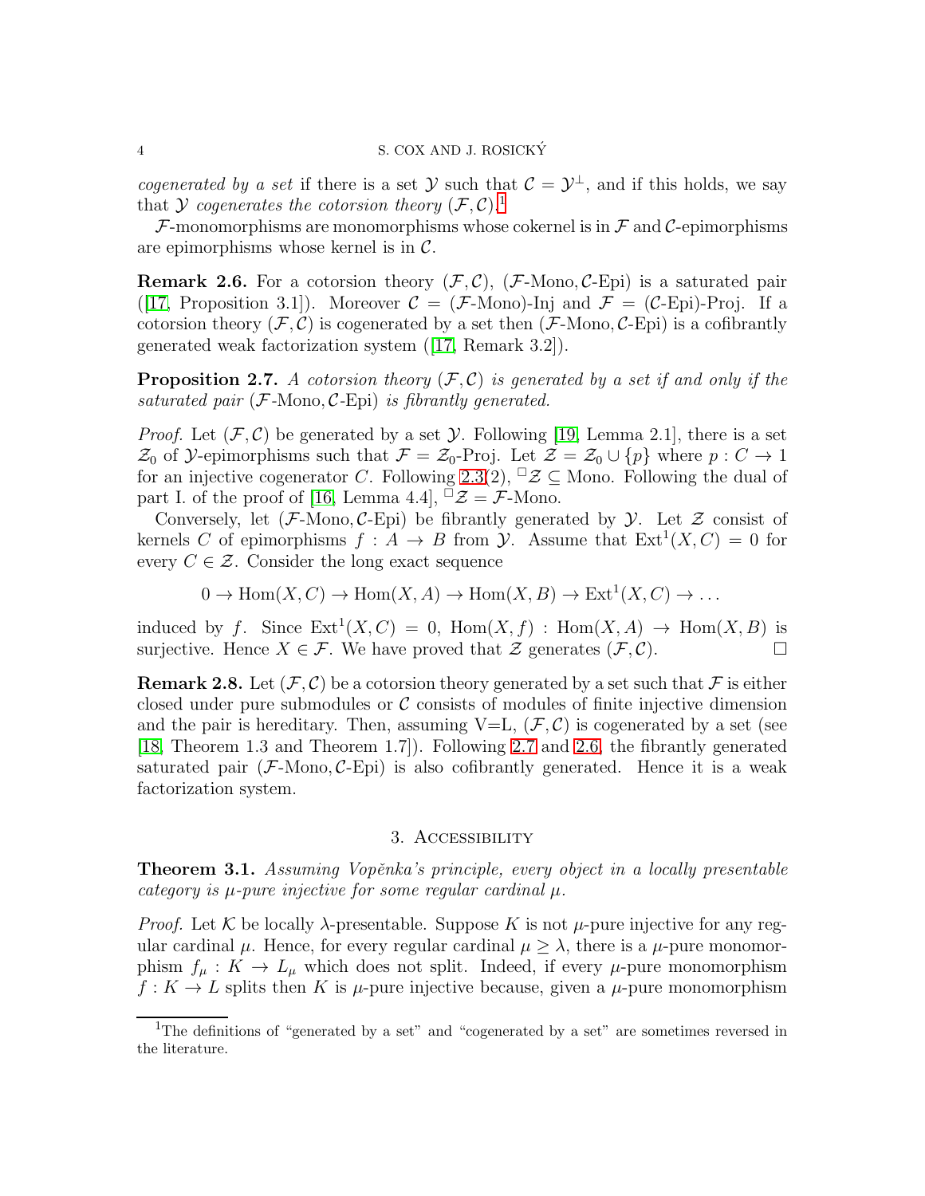*cogenerated by a set* if there is a set $\mathcal{Y}$ such that $\mathcal{C} = \mathcal{Y}^\perp$, and if this holds, we say that $\mathcal{Y}$ *cogenerates the cotorsion theory* $(\mathcal{F}, \mathcal{C})$.[1]

$\mathcal{F}$-monomorphisms are monomorphisms whose cokernel is in $\mathcal{F}$ and $\mathcal{C}$-epimorphisms are epimorphisms whose kernel is in $\mathcal{C}$.

**Remark 2.6.** For a cotorsion theory $(\mathcal{F}, \mathcal{C})$, $(\mathcal{F}\text{-Mono}, \mathcal{C}\text{-Epi})$ is a saturated pair ([17, Proposition 3.1]). Moreover $\mathcal{C} = (\mathcal{F}\text{-Mono})\text{-Inj}$ and $\mathcal{F} = (\mathcal{C}\text{-Epi})\text{-Proj}$. If a cotorsion theory $(\mathcal{F}, \mathcal{C})$ is cogenerated by a set then $(\mathcal{F}\text{-Mono}, \mathcal{C}\text{-Epi})$ is a cofibrantly generated weak factorization system ([17, Remark 3.2]).

**Proposition 2.7.** *A cotorsion theory $(\mathcal{F}, \mathcal{C})$ is generated by a set if and only if the saturated pair $(\mathcal{F}\text{-Mono}, \mathcal{C}\text{-Epi})$ is fibrantly generated.*

*Proof.* Let $(\mathcal{F}, \mathcal{C})$ be generated by a set $\mathcal{Y}$. Following [19, Lemma 2.1], there is a set $\mathcal{Z}_0$ of $\mathcal{Y}$-epimorphisms such that $\mathcal{F} = \mathcal{Z}_0\text{-Proj}$. Let $\mathcal{Z} = \mathcal{Z}_0 \cup \{p\}$ where $p : C \to 1$ for an injective cogenerator $C$. Following 2.3(2), ${}^\square\mathcal{Z} \subseteq \text{Mono}$. Following the dual of part I. of the proof of [16, Lemma 4.4], ${}^\square\mathcal{Z} = \mathcal{F}\text{-Mono}$.

Conversely, let $(\mathcal{F}\text{-Mono}, \mathcal{C}\text{-Epi})$ be fibrantly generated by $\mathcal{Y}$. Let $\mathcal{Z}$ consist of kernels $C$ of epimorphisms $f : A \to B$ from $\mathcal{Y}$. Assume that $\text{Ext}^1(X, C) = 0$ for every $C \in \mathcal{Z}$. Consider the long exact sequence

$$0 \to \text{Hom}(X, C) \to \text{Hom}(X, A) \to \text{Hom}(X, B) \to \text{Ext}^1(X, C) \to \dots$$

induced by $f$. Since $\text{Ext}^1(X, C) = 0$, $\text{Hom}(X, f) : \text{Hom}(X, A) \to \text{Hom}(X, B)$ is surjective. Hence $X \in \mathcal{F}$. We have proved that $\mathcal{Z}$ generates $(\mathcal{F}, \mathcal{C})$. $\square$

**Remark 2.8.** Let $(\mathcal{F}, \mathcal{C})$ be a cotorsion theory generated by a set such that $\mathcal{F}$ is either closed under pure submodules or $\mathcal{C}$ consists of modules of finite injective dimension and the pair is hereditary. Then, assuming V=L, $(\mathcal{F}, \mathcal{C})$ is cogenerated by a set (see [18, Theorem 1.3 and Theorem 1.7]). Following 2.7 and 2.6, the fibrantly generated saturated pair $(\mathcal{F}\text{-Mono}, \mathcal{C}\text{-Epi})$ is also cofibrantly generated. Hence it is a weak factorization system.

## 3. Accessibility

**Theorem 3.1.** *Assuming Vopěnka's principle, every object in a locally presentable category is $\mu$-pure injective for some regular cardinal $\mu$.*

*Proof.* Let $\mathcal{K}$ be locally $\lambda$-presentable. Suppose $K$ is not $\mu$-pure injective for any regular cardinal $\mu$. Hence, for every regular cardinal $\mu \geq \lambda$, there is a $\mu$-pure monomorphism $f_\mu : K \to L_\mu$ which does not split. Indeed, if every $\mu$-pure monomorphism $f : K \to L$ splits then $K$ is $\mu$-pure injective because, given a $\mu$-pure monomorphism

[1] The definitions of "generated by a set" and "cogenerated by a set" are sometimes reversed in the literature.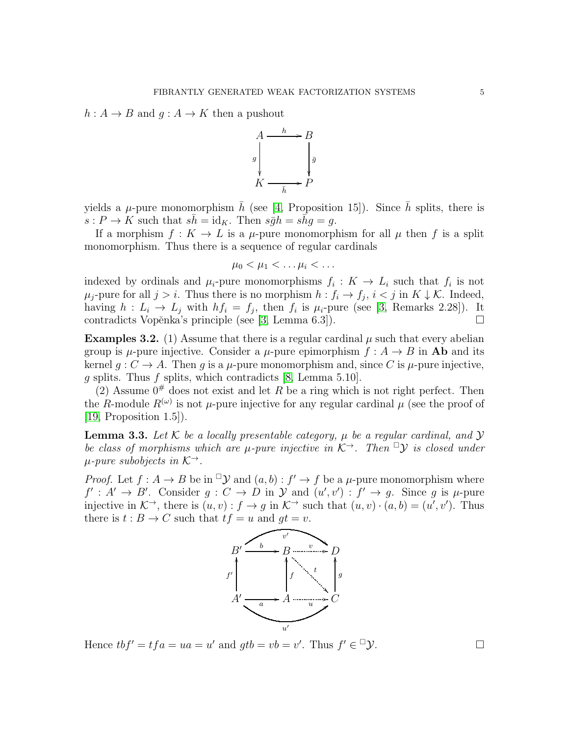$h : A \to B$ and $g : A \to K$ then a pushout

$$\begin{array}{ccc} A & \xrightarrow{h} & B \\ {\scriptstyle g}\downarrow & & \downarrow{\scriptstyle \bar{g}} \\ K & \xrightarrow[\bar{h}]{} & P \end{array}$$

yields a $\mu$-pure monomorphism $\bar{h}$ (see [4, Proposition 15]). Since $\bar{h}$ splits, there is $s : P \to K$ such that $s\bar{h} = \mathrm{id}_K$. Then $s\bar{g}h = s\bar{h}g = g$.

If a morphism $f : K \to L$ is a $\mu$-pure monomorphism for all $\mu$ then $f$ is a split monomorphism. Thus there is a sequence of regular cardinals

$$\mu_0 < \mu_1 < \dots \mu_i < \dots$$

indexed by ordinals and $\mu_i$-pure monomorphisms $f_i : K \to L_i$ such that $f_i$ is not $\mu_j$-pure for all $j > i$. Thus there is no morphism $h : f_i \to f_j$, $i < j$ in $K \downarrow \mathcal{K}$. Indeed, having $h : L_i \to L_j$ with $hf_i = f_j$, then $f_i$ is $\mu_i$-pure (see [3, Remarks 2.28]). It contradicts Vopěnka's principle (see [3, Lemma 6.3]). □

**Examples 3.2.** (1) Assume that there is a regular cardinal $\mu$ such that every abelian group is $\mu$-pure injective. Consider a $\mu$-pure epimorphism $f : A \to B$ in **Ab** and its kernel $g : C \to A$. Then $g$ is a $\mu$-pure monomorphism and, since $C$ is $\mu$-pure injective, $g$ splits. Thus $f$ splits, which contradicts [8, Lemma 5.10].

(2) Assume $0^\#$ does not exist and let $R$ be a ring which is not right perfect. Then the $R$-module $R^{(\omega)}$ is not $\mu$-pure injective for any regular cardinal $\mu$ (see the proof of [19, Proposition 1.5]).

**Lemma 3.3.** *Let $\mathcal{K}$ be a locally presentable category, $\mu$ be a regular cardinal, and $\mathcal{Y}$ be class of morphisms which are $\mu$-pure injective in $\mathcal{K}^\to$. Then ${}^\square\mathcal{Y}$ is closed under $\mu$-pure subobjects in $\mathcal{K}^\to$.*

*Proof.* Let $f : A \to B$ be in ${}^\square\mathcal{Y}$ and $(a, b) : f' \to f$ be a $\mu$-pure monomorphism where $f' : A' \to B'$. Consider $g : C \to D$ in $\mathcal{Y}$ and $(u', v') : f' \to g$. Since $g$ is $\mu$-pure injective in $\mathcal{K}^\to$, there is $(u, v) : f \to g$ in $\mathcal{K}^\to$ such that $(u, v) \cdot (a, b) = (u', v')$. Thus there is $t : B \to C$ such that $tf = u$ and $gt = v$.

$$\begin{array}{ccccc} B' & \xrightarrow{b} & B & \xrightarrow{v} & D \\ {\scriptstyle f'}\uparrow & & {\scriptstyle f}\uparrow & \searrow^{t} & \uparrow{\scriptstyle g} \\ A' & \xrightarrow[a]{} & A & \xrightarrow[u]{} & C \end{array}$$

(with $v' : B' \to D$ and $u' : A' \to C$)

Hence $tbf' = tfa = ua = u'$ and $gtb = vb = v'$. Thus $f' \in {}^\square\mathcal{Y}$. □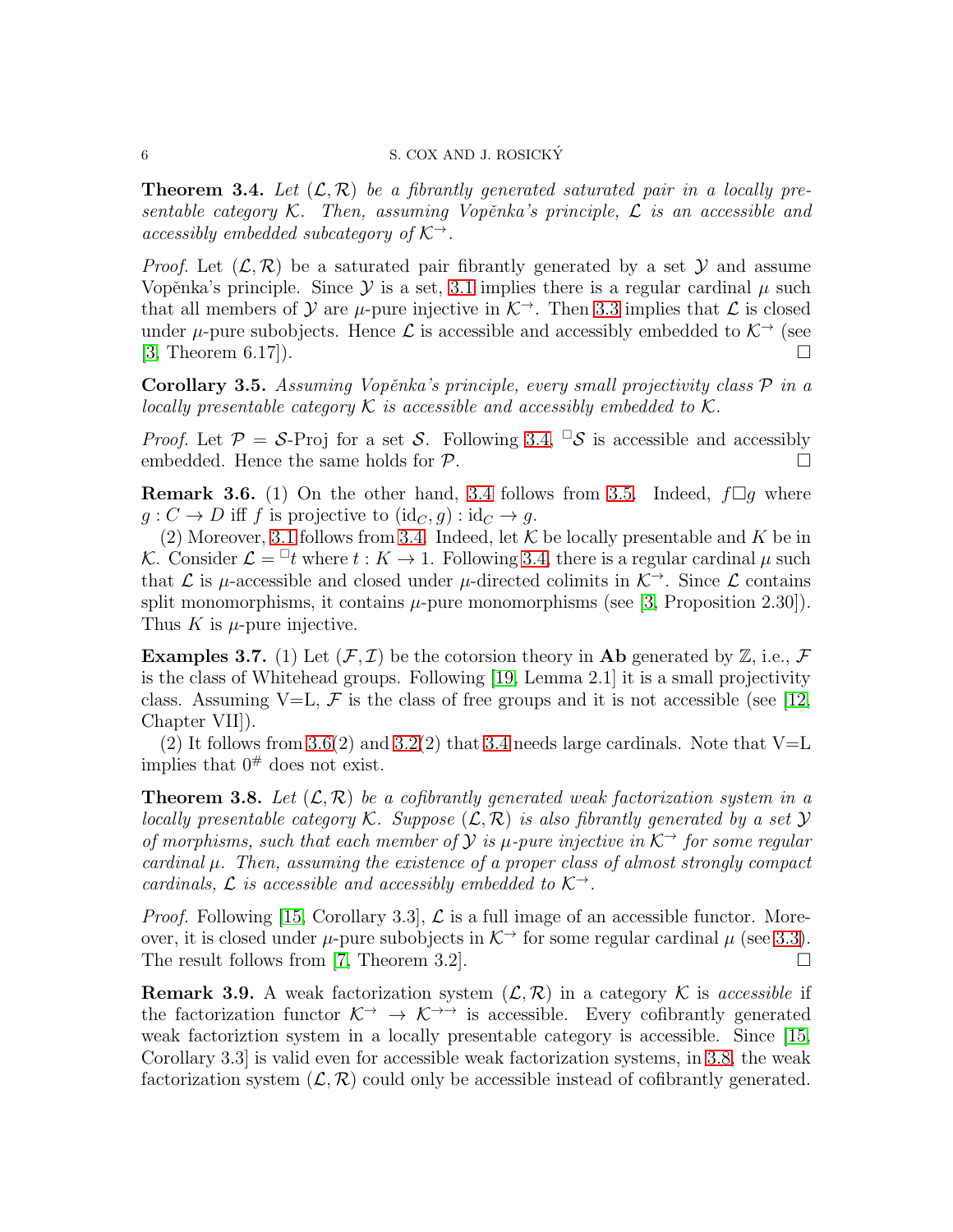**Theorem 3.4.** *Let $(\mathcal{L}, \mathcal{R})$ be a fibrantly generated saturated pair in a locally presentable category $\mathcal{K}$. Then, assuming Vopěnka's principle, $\mathcal{L}$ is an accessible and accessibly embedded subcategory of $\mathcal{K}^{\to}$.*

*Proof.* Let $(\mathcal{L}, \mathcal{R})$ be a saturated pair fibrantly generated by a set $\mathcal{Y}$ and assume Vopěnka's principle. Since $\mathcal{Y}$ is a set, 3.1 implies there is a regular cardinal $\mu$ such that all members of $\mathcal{Y}$ are $\mu$-pure injective in $\mathcal{K}^{\to}$. Then 3.3 implies that $\mathcal{L}$ is closed under $\mu$-pure subobjects. Hence $\mathcal{L}$ is accessible and accessibly embedded to $\mathcal{K}^{\to}$ (see [3, Theorem 6.17]). $\square$

**Corollary 3.5.** *Assuming Vopěnka's principle, every small projectivity class $\mathcal{P}$ in a locally presentable category $\mathcal{K}$ is accessible and accessibly embedded to $\mathcal{K}$.*

*Proof.* Let $\mathcal{P} = \mathcal{S}$-Proj for a set $\mathcal{S}$. Following 3.4, ${}^{\square}\mathcal{S}$ is accessible and accessibly embedded. Hence the same holds for $\mathcal{P}$. $\square$

**Remark 3.6.** (1) On the other hand, 3.4 follows from 3.5. Indeed, $f \square g$ where $g : C \to D$ iff $f$ is projective to $(\mathrm{id}_C, g) : \mathrm{id}_C \to g$.

(2) Moreover, 3.1 follows from 3.4. Indeed, let $\mathcal{K}$ be locally presentable and $K$ be in $\mathcal{K}$. Consider $\mathcal{L} = {}^{\square}t$ where $t : K \to 1$. Following 3.4, there is a regular cardinal $\mu$ such that $\mathcal{L}$ is $\mu$-accessible and closed under $\mu$-directed colimits in $\mathcal{K}^{\to}$. Since $\mathcal{L}$ contains split monomorphisms, it contains $\mu$-pure monomorphisms (see [3, Proposition 2.30]). Thus $K$ is $\mu$-pure injective.

**Examples 3.7.** (1) Let $(\mathcal{F}, \mathcal{I})$ be the cotorsion theory in **Ab** generated by $\mathbb{Z}$, i.e., $\mathcal{F}$ is the class of Whitehead groups. Following [19, Lemma 2.1] it is a small projectivity class. Assuming V=L, $\mathcal{F}$ is the class of free groups and it is not accessible (see [12, Chapter VII]).

(2) It follows from 3.6(2) and 3.2(2) that 3.4 needs large cardinals. Note that V=L implies that $0^{\#}$ does not exist.

**Theorem 3.8.** *Let $(\mathcal{L}, \mathcal{R})$ be a cofibrantly generated weak factorization system in a locally presentable category $\mathcal{K}$. Suppose $(\mathcal{L}, \mathcal{R})$ is also fibrantly generated by a set $\mathcal{Y}$ of morphisms, such that each member of $\mathcal{Y}$ is $\mu$-pure injective in $\mathcal{K}^{\to}$ for some regular cardinal $\mu$. Then, assuming the existence of a proper class of almost strongly compact cardinals, $\mathcal{L}$ is accessible and accessibly embedded to $\mathcal{K}^{\to}$.*

*Proof.* Following [15, Corollary 3.3], $\mathcal{L}$ is a full image of an accessible functor. Moreover, it is closed under $\mu$-pure subobjects in $\mathcal{K}^{\to}$ for some regular cardinal $\mu$ (see 3.3). The result follows from [7, Theorem 3.2]. $\square$

**Remark 3.9.** A weak factorization system $(\mathcal{L}, \mathcal{R})$ in a category $\mathcal{K}$ is *accessible* if the factorization functor $\mathcal{K}^{\to} \to \mathcal{K}^{\to\to}$ is accessible. Every cofibrantly generated weak factoriztion system in a locally presentable category is accessible. Since [15, Corollary 3.3] is valid even for accessible weak factorization systems, in 3.8, the weak factorization system $(\mathcal{L}, \mathcal{R})$ could only be accessible instead of cofibrantly generated.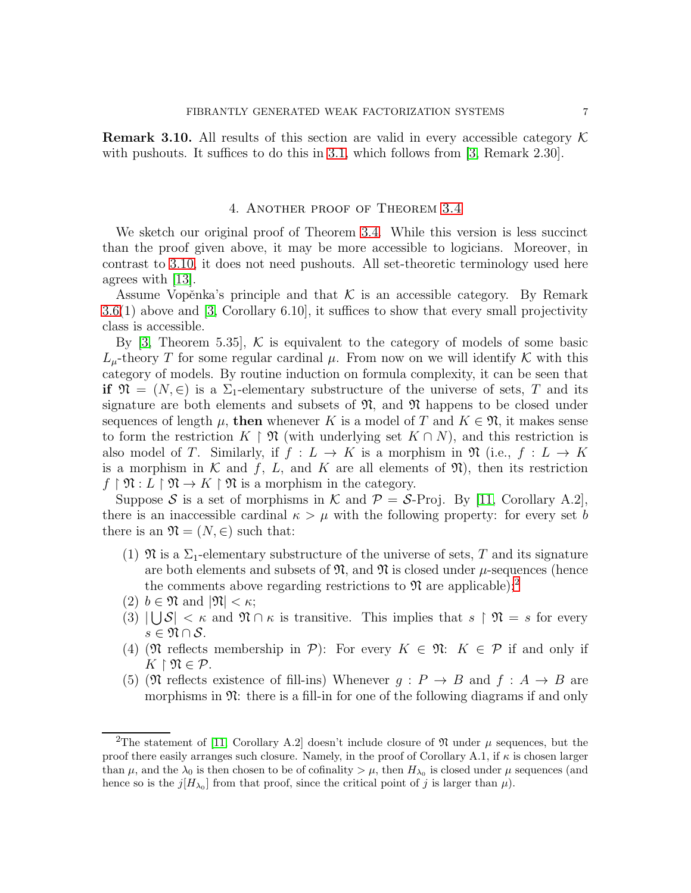**Remark 3.10.** All results of this section are valid in every accessible category $\mathcal{K}$ with pushouts. It suffices to do this in 3.1, which follows from [3, Remark 2.30].

## 4. Another proof of Theorem 3.4

We sketch our original proof of Theorem 3.4. While this version is less succinct than the proof given above, it may be more accessible to logicians. Moreover, in contrast to 3.10, it does not need pushouts. All set-theoretic terminology used here agrees with [13].

Assume Vopěnka's principle and that $\mathcal{K}$ is an accessible category. By Remark 3.6(1) above and [3, Corollary 6.10], it suffices to show that every small projectivity class is accessible.

By [3, Theorem 5.35], $\mathcal{K}$ is equivalent to the category of models of some basic $L_\mu$-theory $T$ for some regular cardinal $\mu$. From now on we will identify $\mathcal{K}$ with this category of models. By routine induction on formula complexity, it can be seen that **if** $\mathfrak{N} = (N, \in)$ is a $\Sigma_1$-elementary substructure of the universe of sets, $T$ and its signature are both elements and subsets of $\mathfrak{N}$, and $\mathfrak{N}$ happens to be closed under sequences of length $\mu$, **then** whenever $K$ is a model of $T$ and $K \in \mathfrak{N}$, it makes sense to form the restriction $K \restriction \mathfrak{N}$ (with underlying set $K \cap N$), and this restriction is also model of $T$. Similarly, if $f : L \to K$ is a morphism in $\mathfrak{N}$ (i.e., $f : L \to K$ is a morphism in $\mathcal{K}$ and $f$, $L$, and $K$ are all elements of $\mathfrak{N}$), then its restriction $f \restriction \mathfrak{N} : L \restriction \mathfrak{N} \to K \restriction \mathfrak{N}$ is a morphism in the category.

Suppose $\mathcal{S}$ is a set of morphisms in $\mathcal{K}$ and $\mathcal{P} = \mathcal{S}$-Proj. By [11, Corollary A.2], there is an inaccessible cardinal $\kappa > \mu$ with the following property: for every set $b$ there is an $\mathfrak{N} = (N, \in)$ such that:

(1) $\mathfrak{N}$ is a $\Sigma_1$-elementary substructure of the universe of sets, $T$ and its signature are both elements and subsets of $\mathfrak{N}$, and $\mathfrak{N}$ is closed under $\mu$-sequences (hence the comments above regarding restrictions to $\mathfrak{N}$ are applicable);[2]

(2) $b \in \mathfrak{N}$ and $|\mathfrak{N}| < \kappa$;

(3) $|\bigcup \mathcal{S}| < \kappa$ and $\mathfrak{N} \cap \kappa$ is transitive. This implies that $s \restriction \mathfrak{N} = s$ for every $s \in \mathfrak{N} \cap \mathcal{S}$.

(4) ($\mathfrak{N}$ reflects membership in $\mathcal{P}$): For every $K \in \mathfrak{N}$: $K \in \mathcal{P}$ if and only if $K \restriction \mathfrak{N} \in \mathcal{P}$.

(5) ($\mathfrak{N}$ reflects existence of fill-ins) Whenever $g : P \to B$ and $f : A \to B$ are morphisms in $\mathfrak{N}$: there is a fill-in for one of the following diagrams if and only

---

[2] The statement of [11, Corollary A.2] doesn't include closure of $\mathfrak{N}$ under $\mu$ sequences, but the proof there easily arranges such closure. Namely, in the proof of Corollary A.1, if $\kappa$ is chosen larger than $\mu$, and the $\lambda_0$ is then chosen to be of cofinality $> \mu$, then $H_{\lambda_0}$ is closed under $\mu$ sequences (and hence so is the $j[H_{\lambda_0}]$ from that proof, since the critical point of $j$ is larger than $\mu$).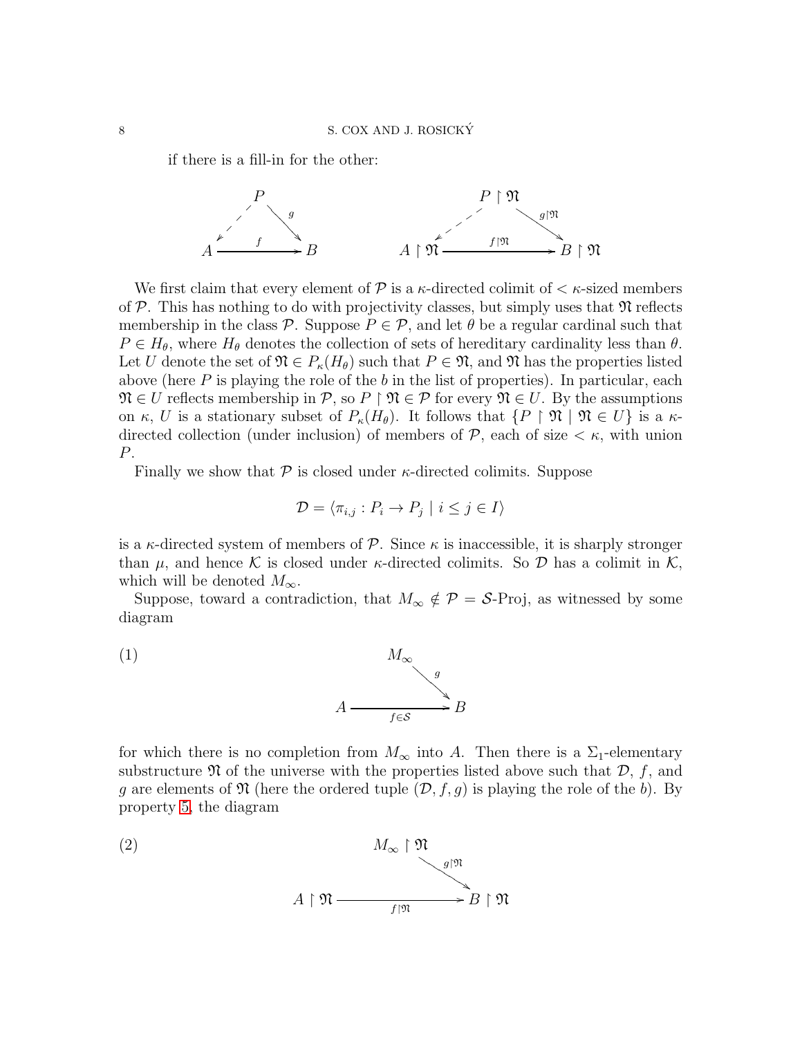if there is a fill-in for the other:

$$
\begin{array}{ccc}
 & P & \\
\swarrow^{\text{--}} & & \searrow^{g} \\
A & \xrightarrow{f} & B
\end{array}
\qquad\qquad
\begin{array}{ccc}
 & P \upharpoonright \mathfrak{N} & \\
\swarrow^{\text{--}} & & \searrow^{g \upharpoonright \mathfrak{N}} \\
A \upharpoonright \mathfrak{N} & \xrightarrow{f \upharpoonright \mathfrak{N}} & B \upharpoonright \mathfrak{N}
\end{array}
$$

We first claim that every element of $\mathcal{P}$ is a $\kappa$-directed colimit of $< \kappa$-sized members of $\mathcal{P}$. This has nothing to do with projectivity classes, but simply uses that $\mathfrak{N}$ reflects membership in the class $\mathcal{P}$. Suppose $P \in \mathcal{P}$, and let $\theta$ be a regular cardinal such that $P \in H_\theta$, where $H_\theta$ denotes the collection of sets of hereditary cardinality less than $\theta$. Let $U$ denote the set of $\mathfrak{N} \in P_\kappa(H_\theta)$ such that $P \in \mathfrak{N}$, and $\mathfrak{N}$ has the properties listed above (here $P$ is playing the role of the $b$ in the list of properties). In particular, each $\mathfrak{N} \in U$ reflects membership in $\mathcal{P}$, so $P \upharpoonright \mathfrak{N} \in \mathcal{P}$ for every $\mathfrak{N} \in U$. By the assumptions on $\kappa$, $U$ is a stationary subset of $P_\kappa(H_\theta)$. It follows that $\{P \upharpoonright \mathfrak{N} \mid \mathfrak{N} \in U\}$ is a $\kappa$-directed collection (under inclusion) of members of $\mathcal{P}$, each of size $< \kappa$, with union $P$.

Finally we show that $\mathcal{P}$ is closed under $\kappa$-directed colimits. Suppose

$$\mathcal{D} = \langle \pi_{i,j} : P_i \to P_j \mid i \leq j \in I \rangle$$

is a $\kappa$-directed system of members of $\mathcal{P}$. Since $\kappa$ is inaccessible, it is sharply stronger than $\mu$, and hence $\mathcal{K}$ is closed under $\kappa$-directed colimits. So $\mathcal{D}$ has a colimit in $\mathcal{K}$, which will be denoted $M_\infty$.

Suppose, toward a contradiction, that $M_\infty \notin \mathcal{P} = \mathcal{S}\text{-Proj}$, as witnessed by some diagram

$$
\text{(1)} \qquad
\begin{array}{ccc}
 & M_\infty & \\
 & & \searrow^{g} \\
A & \xrightarrow[f \in \mathcal{S}]{} & B
\end{array}
$$

for which there is no completion from $M_\infty$ into $A$. Then there is a $\Sigma_1$-elementary substructure $\mathfrak{N}$ of the universe with the properties listed above such that $\mathcal{D}$, $f$, and $g$ are elements of $\mathfrak{N}$ (here the ordered tuple $(\mathcal{D}, f, g)$ is playing the role of the $b$). By property 5, the diagram

$$
\text{(2)} \qquad
\begin{array}{ccc}
 & M_\infty \upharpoonright \mathfrak{N} & \\
 & & \searrow^{g \upharpoonright \mathfrak{N}} \\
A \upharpoonright \mathfrak{N} & \xrightarrow[f \upharpoonright \mathfrak{N}]{} & B \upharpoonright \mathfrak{N}
\end{array}
$$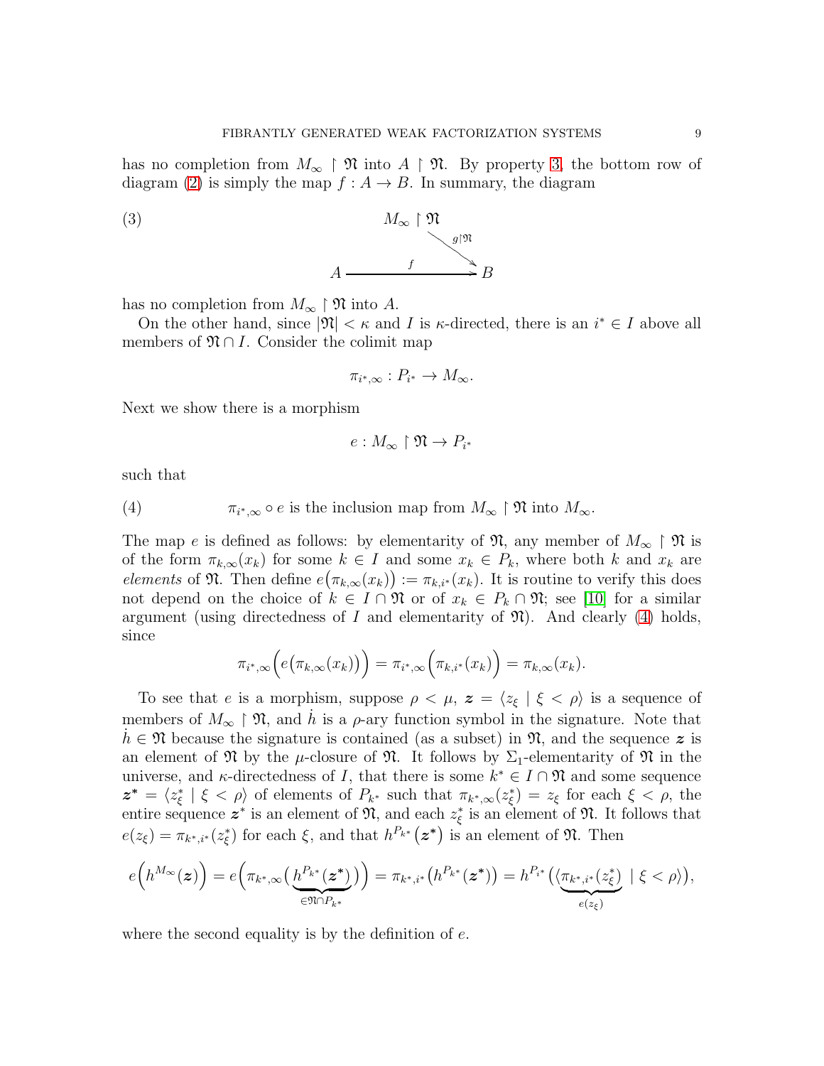has no completion from $M_\infty \restriction \mathfrak{N}$ into $A \restriction \mathfrak{N}$. By property 3, the bottom row of diagram (2) is simply the map $f : A \to B$. In summary, the diagram

$$
\begin{array}{ccc}
 & M_\infty \restriction \mathfrak{N} & \\
 & & \searrow^{g \restriction \mathfrak{N}} \\
A & \xrightarrow{\quad f \quad} & B
\end{array}
\tag{3}
$$

has no completion from $M_\infty \restriction \mathfrak{N}$ into $A$.

On the other hand, since $|\mathfrak{N}| < \kappa$ and $I$ is $\kappa$-directed, there is an $i^* \in I$ above all members of $\mathfrak{N} \cap I$. Consider the colimit map

$$\pi_{i^*,\infty} : P_{i^*} \to M_\infty.$$

Next we show there is a morphism

$$e : M_\infty \restriction \mathfrak{N} \to P_{i^*}$$

such that

$$\pi_{i^*,\infty} \circ e \text{ is the inclusion map from } M_\infty \restriction \mathfrak{N} \text{ into } M_\infty. \tag{4}$$

The map $e$ is defined as follows: by elementarity of $\mathfrak{N}$, any member of $M_\infty \restriction \mathfrak{N}$ is of the form $\pi_{k,\infty}(x_k)$ for some $k \in I$ and some $x_k \in P_k$, where both $k$ and $x_k$ are *elements* of $\mathfrak{N}$. Then define $e\big(\pi_{k,\infty}(x_k)\big) := \pi_{k,i^*}(x_k)$. It is routine to verify this does not depend on the choice of $k \in I \cap \mathfrak{N}$ or of $x_k \in P_k \cap \mathfrak{N}$; see [10] for a similar argument (using directedness of $I$ and elementarity of $\mathfrak{N}$). And clearly (4) holds, since

$$\pi_{i^*,\infty}\Big(e\big(\pi_{k,\infty}(x_k)\big)\Big) = \pi_{i^*,\infty}\Big(\pi_{k,i^*}(x_k)\Big) = \pi_{k,\infty}(x_k).$$

To see that $e$ is a morphism, suppose $\rho < \mu$, $\boldsymbol{z} = \langle z_\xi \mid \xi < \rho \rangle$ is a sequence of members of $M_\infty \restriction \mathfrak{N}$, and $\dot{h}$ is a $\rho$-ary function symbol in the signature. Note that $\dot{h} \in \mathfrak{N}$ because the signature is contained (as a subset) in $\mathfrak{N}$, and the sequence $\boldsymbol{z}$ is an element of $\mathfrak{N}$ by the $\mu$-closure of $\mathfrak{N}$. It follows by $\Sigma_1$-elementarity of $\mathfrak{N}$ in the universe, and $\kappa$-directedness of $I$, that there is some $k^* \in I \cap \mathfrak{N}$ and some sequence $\boldsymbol{z}^* = \langle z^*_\xi \mid \xi < \rho \rangle$ of elements of $P_{k^*}$ such that $\pi_{k^*,\infty}(z^*_\xi) = z_\xi$ for each $\xi < \rho$, the entire sequence $\boldsymbol{z}^*$ is an element of $\mathfrak{N}$, and each $z^*_\xi$ is an element of $\mathfrak{N}$. It follows that $e(z_\xi) = \pi_{k^*,i^*}(z^*_\xi)$ for each $\xi$, and that $h^{P_{k^*}}(\boldsymbol{z}^*)$ is an element of $\mathfrak{N}$. Then

$$e\Big(h^{M_\infty}(\boldsymbol{z})\Big) = e\Big(\pi_{k^*,\infty}\big(\underbrace{h^{P_{k^*}}(\boldsymbol{z}^*)}_{\in \mathfrak{N} \cap P_{k^*}}\big)\Big) = \pi_{k^*,i^*}\big(h^{P_{k^*}}(\boldsymbol{z}^*)\big) = h^{P_{i^*}}\big(\langle \underbrace{\pi_{k^*,i^*}(z^*_\xi)}_{e(z_\xi)} \mid \xi < \rho \rangle\big),$$

where the second equality is by the definition of $e$.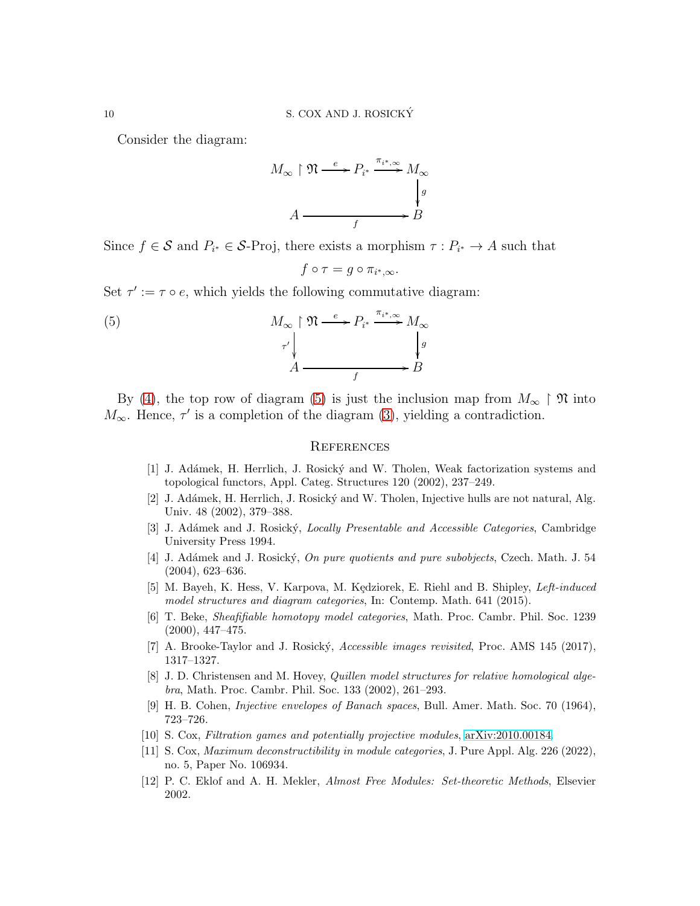Consider the diagram:

$$\begin{array}{ccccc} M_\infty \restriction \mathfrak{N} & \xrightarrow{e} & P_{i^*} & \xrightarrow{\pi_{i^*,\infty}} & M_\infty \\ & & & & \downarrow{\scriptstyle g} \\ A & & \xrightarrow[f]{} & & B \end{array}$$

Since $f \in \mathcal{S}$ and $P_{i^*} \in \mathcal{S}$-Proj, there exists a morphism $\tau : P_{i^*} \to A$ such that

$$f \circ \tau = g \circ \pi_{i^*,\infty}.$$

Set $\tau' := \tau \circ e$, which yields the following commutative diagram:

$$\begin{array}{ccccc} M_\infty \restriction \mathfrak{N} & \xrightarrow{e} & P_{i^*} & \xrightarrow{\pi_{i^*,\infty}} & M_\infty \\ {\scriptstyle \tau'}\downarrow & & & & \downarrow{\scriptstyle g} \\ A & & \xrightarrow[f]{} & & B \end{array} \tag{5}$$

By (4), the top row of diagram (5) is just the inclusion map from $M_\infty \restriction \mathfrak{N}$ into $M_\infty$. Hence, $\tau'$ is a completion of the diagram (3), yielding a contradiction.

## References

[1] J. Adámek, H. Herrlich, J. Rosický and W. Tholen, Weak factorization systems and topological functors, Appl. Categ. Structures 120 (2002), 237–249.

[2] J. Adámek, H. Herrlich, J. Rosický and W. Tholen, Injective hulls are not natural, Alg. Univ. 48 (2002), 379–388.

[3] J. Adámek and J. Rosický, *Locally Presentable and Accessible Categories*, Cambridge University Press 1994.

[4] J. Adámek and J. Rosický, *On pure quotients and pure subobjects*, Czech. Math. J. 54 (2004), 623–636.

[5] M. Bayeh, K. Hess, V. Karpova, M. Kędziorek, E. Riehl and B. Shipley, *Left-induced model structures and diagram categories*, In: Contemp. Math. 641 (2015).

[6] T. Beke, *Sheafifiable homotopy model categories*, Math. Proc. Cambr. Phil. Soc. 1239 (2000), 447–475.

[7] A. Brooke-Taylor and J. Rosický, *Accessible images revisited*, Proc. AMS 145 (2017), 1317–1327.

[8] J. D. Christensen and M. Hovey, *Quillen model structures for relative homological algebra*, Math. Proc. Cambr. Phil. Soc. 133 (2002), 261–293.

[9] H. B. Cohen, *Injective envelopes of Banach spaces*, Bull. Amer. Math. Soc. 70 (1964), 723–726.

[10] S. Cox, *Filtration games and potentially projective modules*, arXiv:2010.00184.

[11] S. Cox, *Maximum deconstructibility in module categories*, J. Pure Appl. Alg. 226 (2022), no. 5, Paper No. 106934.

[12] P. C. Eklof and A. H. Mekler, *Almost Free Modules: Set-theoretic Methods*, Elsevier 2002.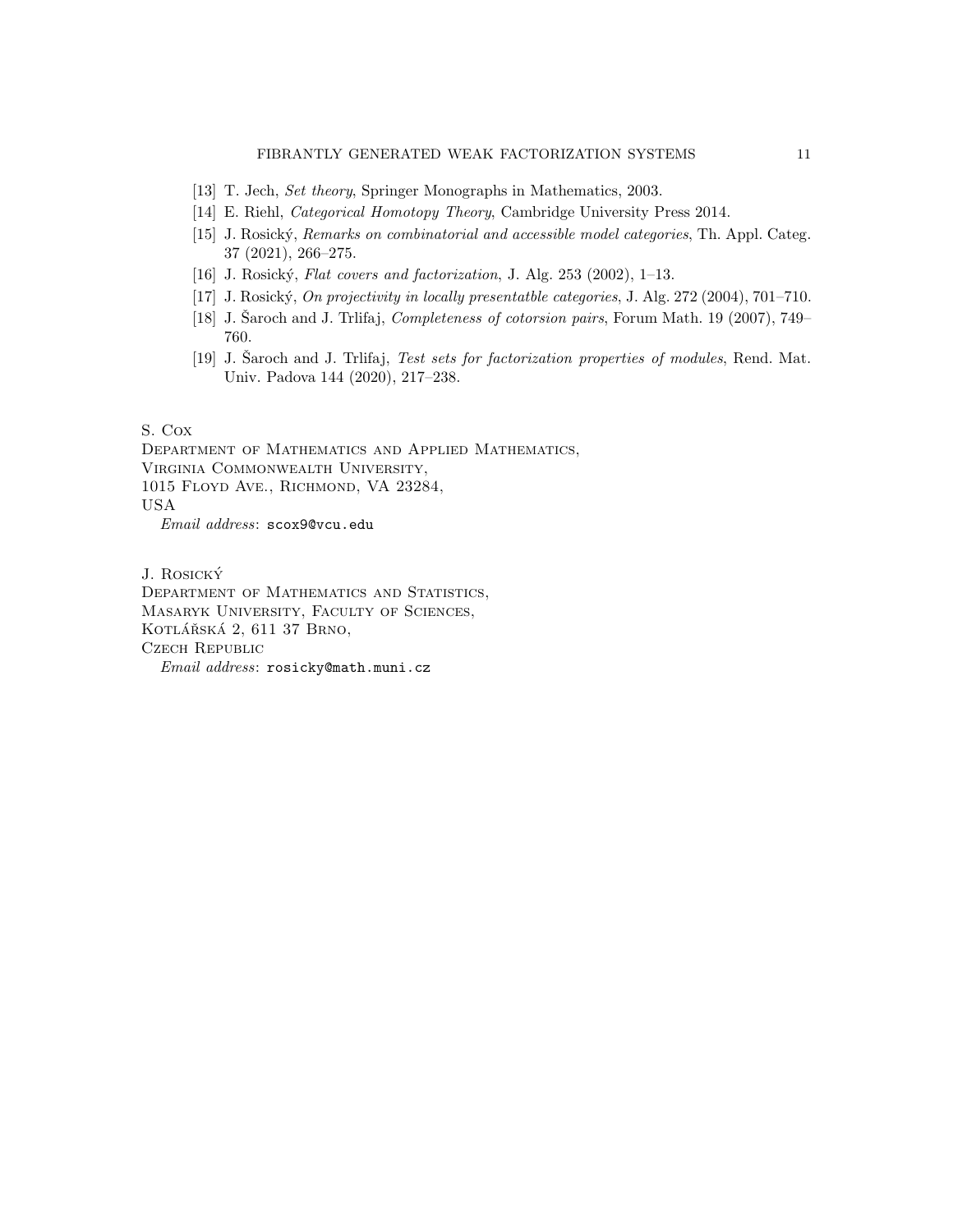[13] T. Jech, *Set theory*, Springer Monographs in Mathematics, 2003.

[14] E. Riehl, *Categorical Homotopy Theory*, Cambridge University Press 2014.

[15] J. Rosický, *Remarks on combinatorial and accessible model categories*, Th. Appl. Categ. 37 (2021), 266–275.

[16] J. Rosický, *Flat covers and factorization*, J. Alg. 253 (2002), 1–13.

[17] J. Rosický, *On projectivity in locally presentatble categories*, J. Alg. 272 (2004), 701–710.

[18] J. Šaroch and J. Trlifaj, *Completeness of cotorsion pairs*, Forum Math. 19 (2007), 749–760.

[19] J. Šaroch and J. Trlifaj, *Test sets for factorization properties of modules*, Rend. Mat. Univ. Padova 144 (2020), 217–238.

S. Cox
Department of Mathematics and Applied Mathematics,
Virginia Commonwealth University,
1015 Floyd Ave., Richmond, VA 23284,
USA

*Email address*: scox9@vcu.edu

J. Rosický
Department of Mathematics and Statistics,
Masaryk University, Faculty of Sciences,
Kotlářská 2, 611 37 Brno,
Czech Republic

*Email address*: rosicky@math.muni.cz